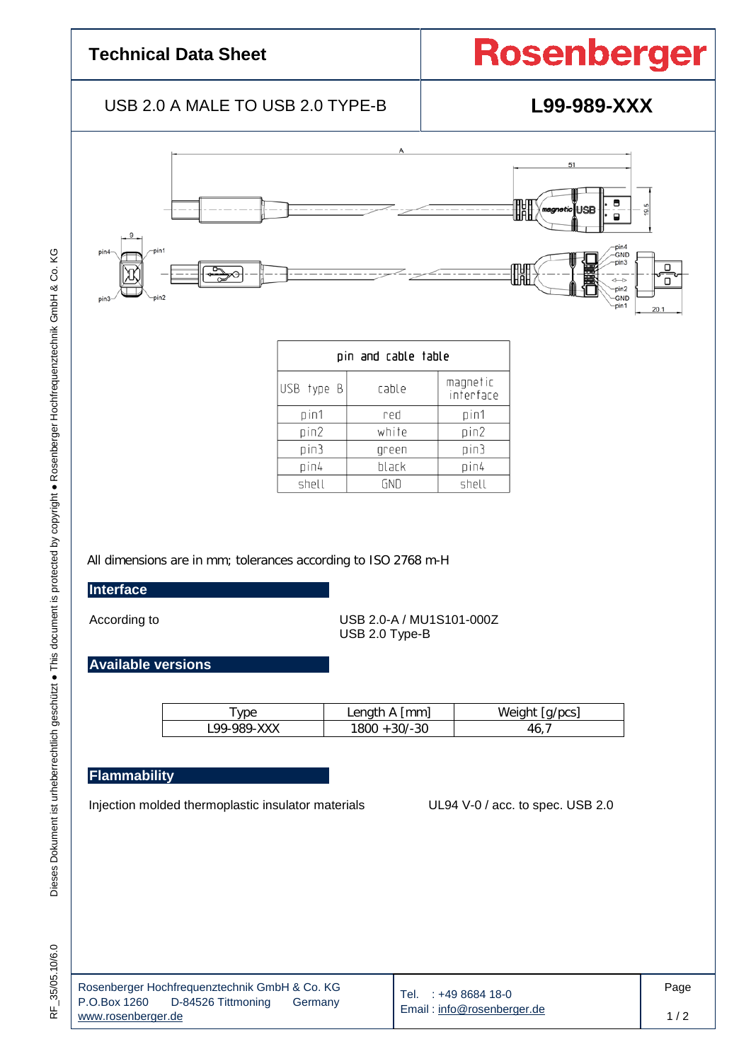# Technical Data Sheet

**Rosenberger**

USB 2.0 A MALE TO USB 2.0 TYPE-B

**L99-989-XXX**

| pin and cable table | | |
|---|---|---|
| USB type B | cable | magnetic interface |
| pin1 | red | pin1 |
| pin2 | white | pin2 |
| pin3 | green | pin3 |
| pin4 | black | pin4 |
| shell | GND | shell |

All dimensions are in mm; tolerances according to ISO 2768 m-H

## Interface

According to — USB 2.0-A / MU1S101-000Z  
USB 2.0 Type-B

## Available versions

| Type | Length A [mm] | Weight [g/pcs] |
|---|---|---|
| L99-989-XXX | 1800 +30/-30 | 46,7 |

## Flammability

Injection molded thermoplastic insulator materials — UL94 V-0 / acc. to spec. USB 2.0

Rosenberger Hochfrequenztechnik GmbH & Co. KG  
P.O.Box 1260 D-84526 Tittmoning Germany  
www.rosenberger.de

Tel. : +49 8684 18-0  
Email : info@rosenberger.de

RF_35/05.10/6.0

Dieses Dokument ist urheberrechtlich geschützt ● This document is protected by copyright ● Rosenberger Hochfrequenztechnik GmbH & Co. KG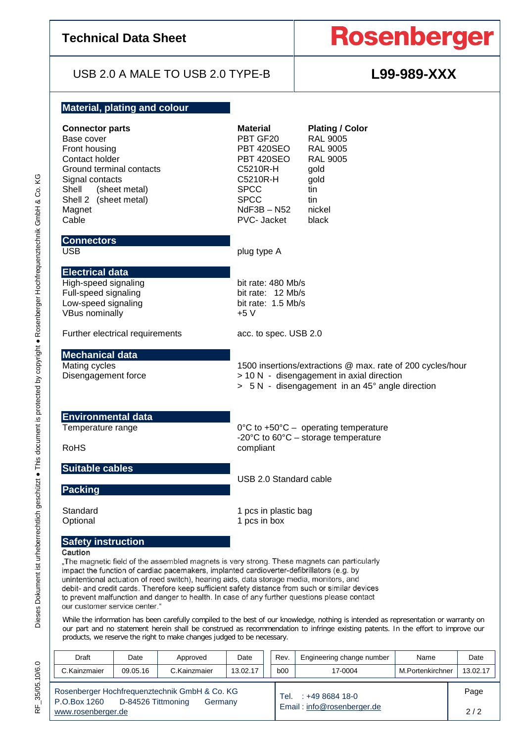# Technical Data Sheet

**Rosenberger**

USB 2.0 A MALE TO USB 2.0 TYPE-B

**L99-989-XXX**

## Material, plating and colour

| Connector parts | Material | Plating / Color |
|---|---|---|
| Base cover | PBT GF20 | RAL 9005 |
| Front housing | PBT 420SEO | RAL 9005 |
| Contact holder | PBT 420SEO | RAL 9005 |
| Ground terminal contacts | C5210R-H | gold |
| Signal contacts | C5210R-H | gold |
| Shell (sheet metal) | SPCC | tin |
| Shell 2 (sheet metal) | SPCC | tin |
| Magnet | NdF3B – N52 | nickel |
| Cable | PVC- Jacket | black |

## Connectors

USB — plug type A

## Electrical data

| | |
|---|---|
| High-speed signaling | bit rate: 480 Mb/s |
| Full-speed signaling | bit rate: 12 Mb/s |
| Low-speed signaling | bit rate: 1.5 Mb/s |
| VBus nominally | +5 V |
| Further electrical requirements | acc. to spec. USB 2.0 |

## Mechanical data

| | |
|---|---|
| Mating cycles | 1500 insertions/extractions @ max. rate of 200 cycles/hour |
| Disengagement force | > 10 N - disengagement in axial direction<br>> 5 N - disengagement in an 45° angle direction |

## Environmental data

| | |
|---|---|
| Temperature range | 0°C to +50°C – operating temperature<br>-20°C to 60°C – storage temperature |
| RoHS | compliant |

## Suitable cables

USB 2.0 Standard cable

## Packing

| | |
|---|---|
| Standard | 1 pcs in plastic bag |
| Optional | 1 pcs in box |

## Safety instruction

**Caution**

„The magnetic field of the assembled magnets is very strong. These magnets can particularly impact the function of cardiac pacemakers, implanted cardioverter-defibrillators (e.g. by unintentional actuation of reed switch), hearing aids, data storage media, monitors, and debit- and credit cards. Therefore keep sufficient safety distance from such or similar devices to prevent malfunction and danger to health. In case of any further questions please contact our customer service center."

While the information has been carefully compiled to the best of our knowledge, nothing is intended as representation or warranty on our part and no statement herein shall be construed as recommendation to infringe existing patents. In the effort to improve our products, we reserve the right to make changes judged to be necessary.

| Draft | Date | Approved | Date | Rev. | Engineering change number | Name | Date |
|---|---|---|---|---|---|---|---|
| C.Kainzmaier | 09.05.16 | C.Kainzmaier | 13.02.17 | b00 | 17-0004 | M.Portenkirchner | 13.02.17 |

Rosenberger Hochfrequenztechnik GmbH & Co. KG
P.O.Box 1260 D-84526 Tittmoning Germany
www.rosenberger.de

Tel. : +49 8684 18-0
Email : info@rosenberger.de

RF_35/05.10/6.0

Dieses Dokument ist urheberrechtlich geschützt ● This document is protected by copyright ● Rosenberger Hochfrequenztechnik GmbH & Co. KG